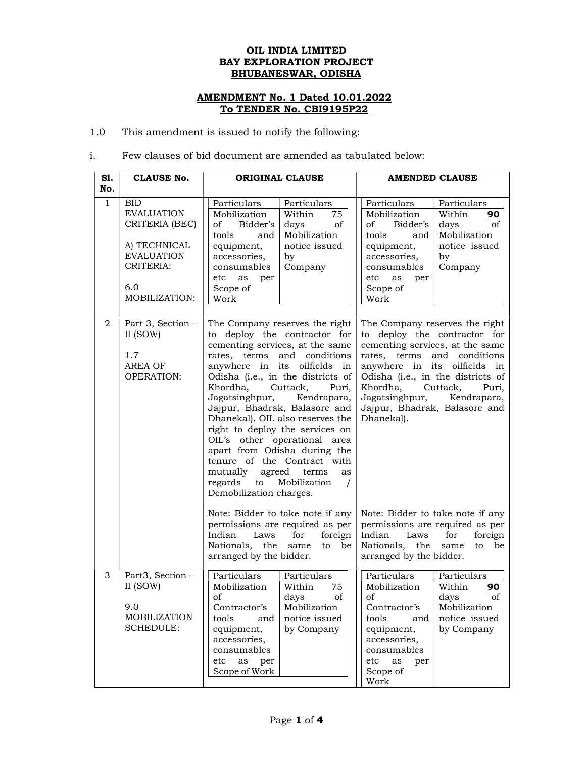**OIL INDIA LIMITED**
**BAY EXPLORATION PROJECT**
**BHUBANESWAR, ODISHA**

**AMENDMENT No. 1 Dated 10.01.2022**
**To TENDER No. CBI9195P22**

1.0 This amendment is issued to notify the following:

i. Few clauses of bid document are amended as tabulated below:

| Sl. No. | CLAUSE No. | ORIGINAL CLAUSE | AMENDED CLAUSE |
|---|---|---|---|
| 1 | BID EVALUATION CRITERIA (BEC)<br><br>A) TECHNICAL EVALUATION CRITERIA:<br><br>6.0 MOBILIZATION: | Particulars: Mobilization of Bidder's tools and equipment, accessories, consumables etc as per Scope of Work<br>Particulars: Within 75 days of Mobilization notice issued by Company | Particulars: Mobilization of Bidder's tools and equipment, accessories, consumables etc as per Scope of Work<br>Particulars: Within **90** days of Mobilization notice issued by Company |
| 2 | Part 3, Section – II (SOW)<br><br>1.7 AREA OF OPERATION: | The Company reserves the right to deploy the contractor for cementing services, at the same rates, terms and conditions anywhere in its oilfields in Odisha (i.e., in the districts of Khordha, Cuttack, Puri, Jagatsinghpur, Kendrapara, Jajpur, Bhadrak, Balasore and Dhanekal). OIL also reserves the right to deploy the services on OIL's other operational area apart from Odisha during the tenure of the Contract with mutually agreed terms as regards to Mobilization / Demobilization charges.<br><br>Note: Bidder to take note if any permissions are required as per Indian Laws for foreign Nationals, the same to be arranged by the bidder. | The Company reserves the right to deploy the contractor for cementing services, at the same rates, terms and conditions anywhere in its oilfields in Odisha (i.e., in the districts of Khordha, Cuttack, Puri, Jagatsinghpur, Kendrapara, Jajpur, Bhadrak, Balasore and Dhanekal).<br><br>Note: Bidder to take note if any permissions are required as per Indian Laws for foreign Nationals, the same to be arranged by the bidder. |
| 3 | Part3, Section – II (SOW)<br><br>9.0 MOBILIZATION SCHEDULE: | Particulars: Mobilization of Contractor's tools and equipment, accessories, consumables etc as per Scope of Work<br>Particulars: Within 75 days of Mobilization notice issued by Company | Particulars: Mobilization of Contractor's tools and equipment, accessories, consumables etc as per Scope of Work<br>Particulars: Within **90** days of Mobilization notice issued by Company |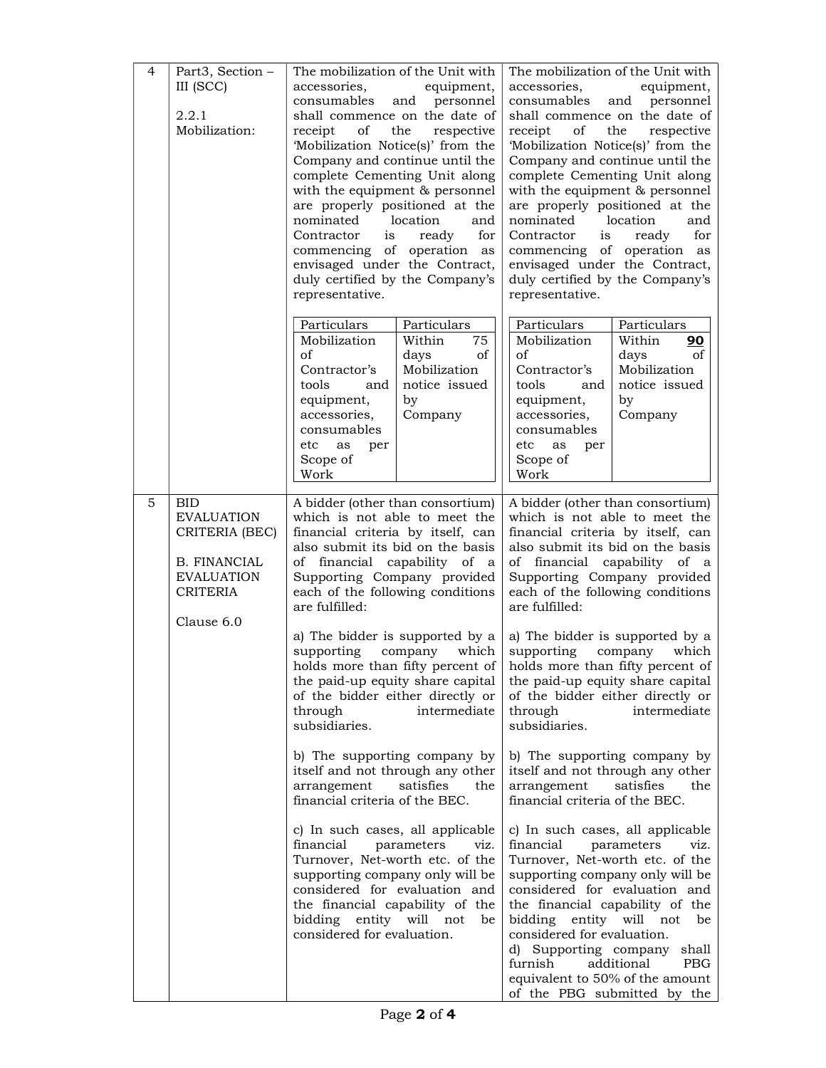| 4 | Part3, Section – III (SCC)<br><br>2.2.1 Mobilization: | The mobilization of the Unit with accessories, equipment, consumables and personnel shall commence on the date of receipt of the respective 'Mobilization Notice(s)' from the Company and continue until the complete Cementing Unit along with the equipment & personnel are properly positioned at the nominated location and Contractor is ready for commencing of operation as envisaged under the Contract, duly certified by the Company's representative.<br><br>**Particulars** \| **Particulars**<br>Mobilization of Contractor's tools and equipment, accessories, consumables etc as per Scope of Work \| Within 75 days of Mobilization notice issued by Company | The mobilization of the Unit with accessories, equipment, consumables and personnel shall commence on the date of receipt of the respective 'Mobilization Notice(s)' from the Company and continue until the complete Cementing Unit along with the equipment & personnel are properly positioned at the nominated location and Contractor is ready for commencing of operation as envisaged under the Contract, duly certified by the Company's representative.<br><br>**Particulars** \| **Particulars**<br>Mobilization of Contractor's tools and equipment, accessories, consumables etc as per Scope of Work \| Within **90** days of Mobilization notice issued by Company |
|---|---|---|---|
| 5 | BID EVALUATION CRITERIA (BEC)<br><br>B. FINANCIAL EVALUATION CRITERIA<br><br>Clause 6.0 | A bidder (other than consortium) which is not able to meet the financial criteria by itself, can also submit its bid on the basis of financial capability of a Supporting Company provided each of the following conditions are fulfilled:<br><br>a) The bidder is supported by a supporting company which holds more than fifty percent of the paid-up equity share capital of the bidder either directly or through intermediate subsidiaries.<br><br>b) The supporting company by itself and not through any other arrangement satisfies the financial criteria of the BEC.<br><br>c) In such cases, all applicable financial parameters viz. Turnover, Net-worth etc. of the supporting company only will be considered for evaluation and the financial capability of the bidding entity will not be considered for evaluation. | A bidder (other than consortium) which is not able to meet the financial criteria by itself, can also submit its bid on the basis of financial capability of a Supporting Company provided each of the following conditions are fulfilled:<br><br>a) The bidder is supported by a supporting company which holds more than fifty percent of the paid-up equity share capital of the bidder either directly or through intermediate subsidiaries.<br><br>b) The supporting company by itself and not through any other arrangement satisfies the financial criteria of the BEC.<br><br>c) In such cases, all applicable financial parameters viz. Turnover, Net-worth etc. of the supporting company only will be considered for evaluation and the financial capability of the bidding entity will not be considered for evaluation.<br>d) Supporting company shall furnish additional PBG equivalent to 50% of the amount of the PBG submitted by the |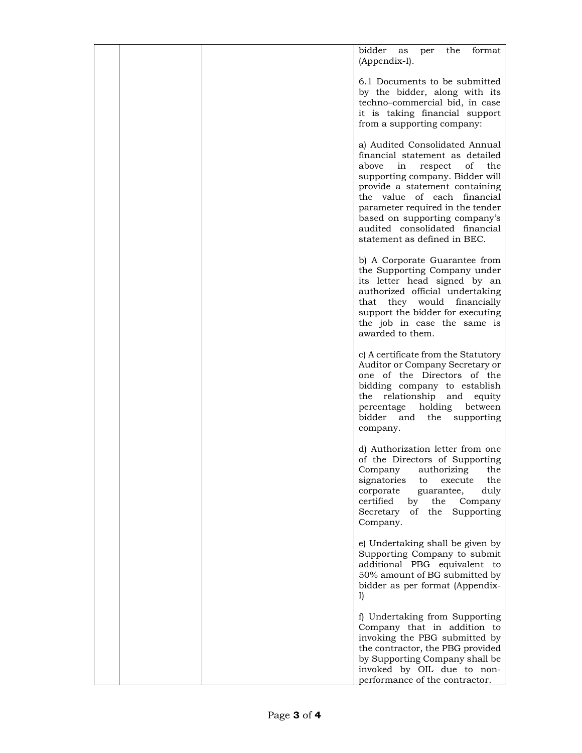|  |  |  | bidder as per the format (Appendix-I).<br><br>6.1 Documents to be submitted by the bidder, along with its techno–commercial bid, in case it is taking financial support from a supporting company:<br><br>a) Audited Consolidated Annual financial statement as detailed above in respect of the supporting company. Bidder will provide a statement containing the value of each financial parameter required in the tender based on supporting company's audited consolidated financial statement as defined in BEC.<br><br>b) A Corporate Guarantee from the Supporting Company under its letter head signed by an authorized official undertaking that they would financially support the bidder for executing the job in case the same is awarded to them.<br><br>c) A certificate from the Statutory Auditor or Company Secretary or one of the Directors of the bidding company to establish the relationship and equity percentage holding between bidder and the supporting company.<br><br>d) Authorization letter from one of the Directors of Supporting Company authorizing the signatories to execute the corporate guarantee, duly certified by the Company Secretary of the Supporting Company.<br><br>e) Undertaking shall be given by Supporting Company to submit additional PBG equivalent to 50% amount of BG submitted by bidder as per format (Appendix-I)<br><br>f) Undertaking from Supporting Company that in addition to invoking the PBG submitted by the contractor, the PBG provided by Supporting Company shall be invoked by OIL due to non-performance of the contractor. |
|---|---|---|---|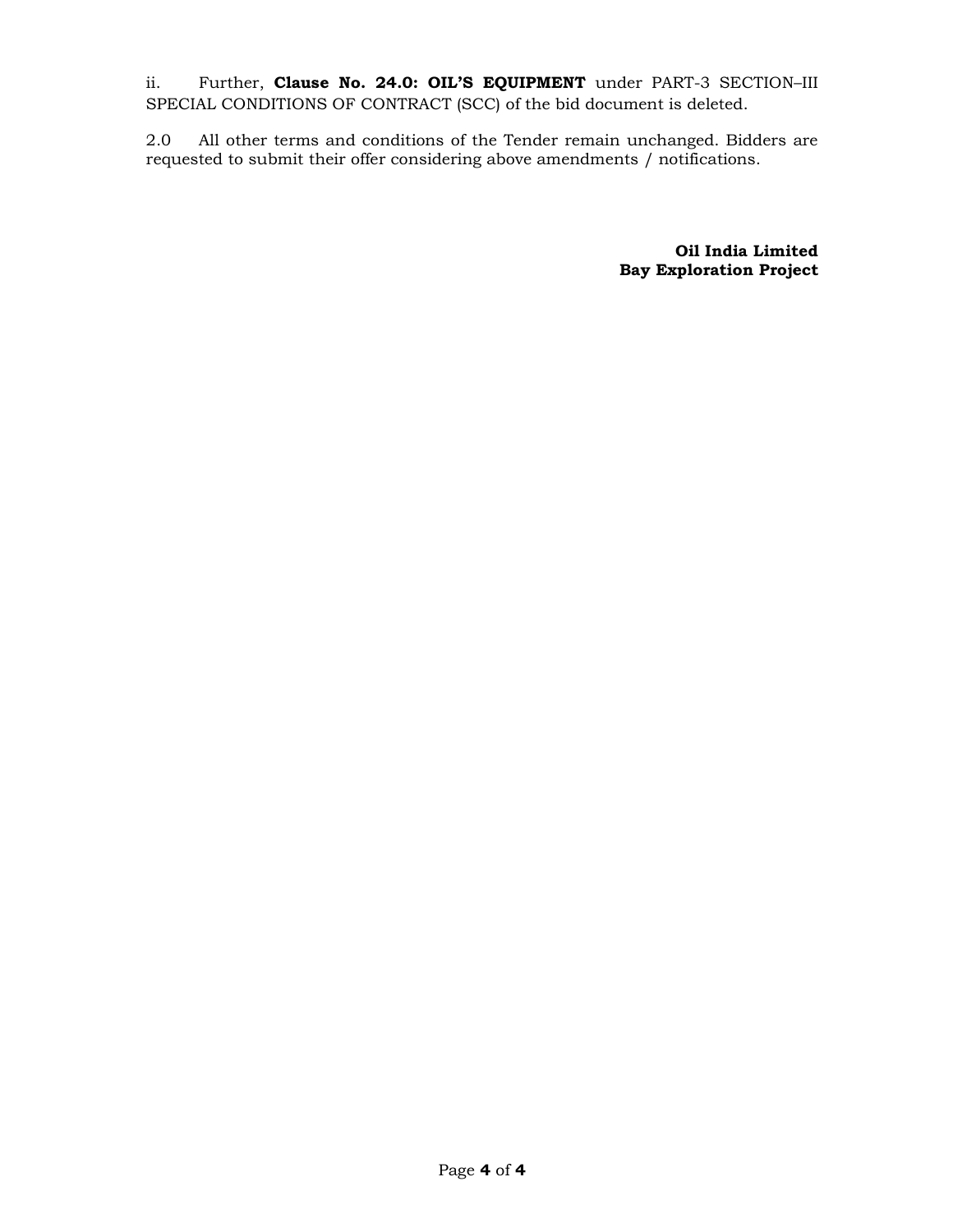ii. Further, **Clause No. 24.0: OIL'S EQUIPMENT** under PART-3 SECTION–III SPECIAL CONDITIONS OF CONTRACT (SCC) of the bid document is deleted.

2.0 All other terms and conditions of the Tender remain unchanged. Bidders are requested to submit their offer considering above amendments / notifications.

**Oil India Limited**
**Bay Exploration Project**